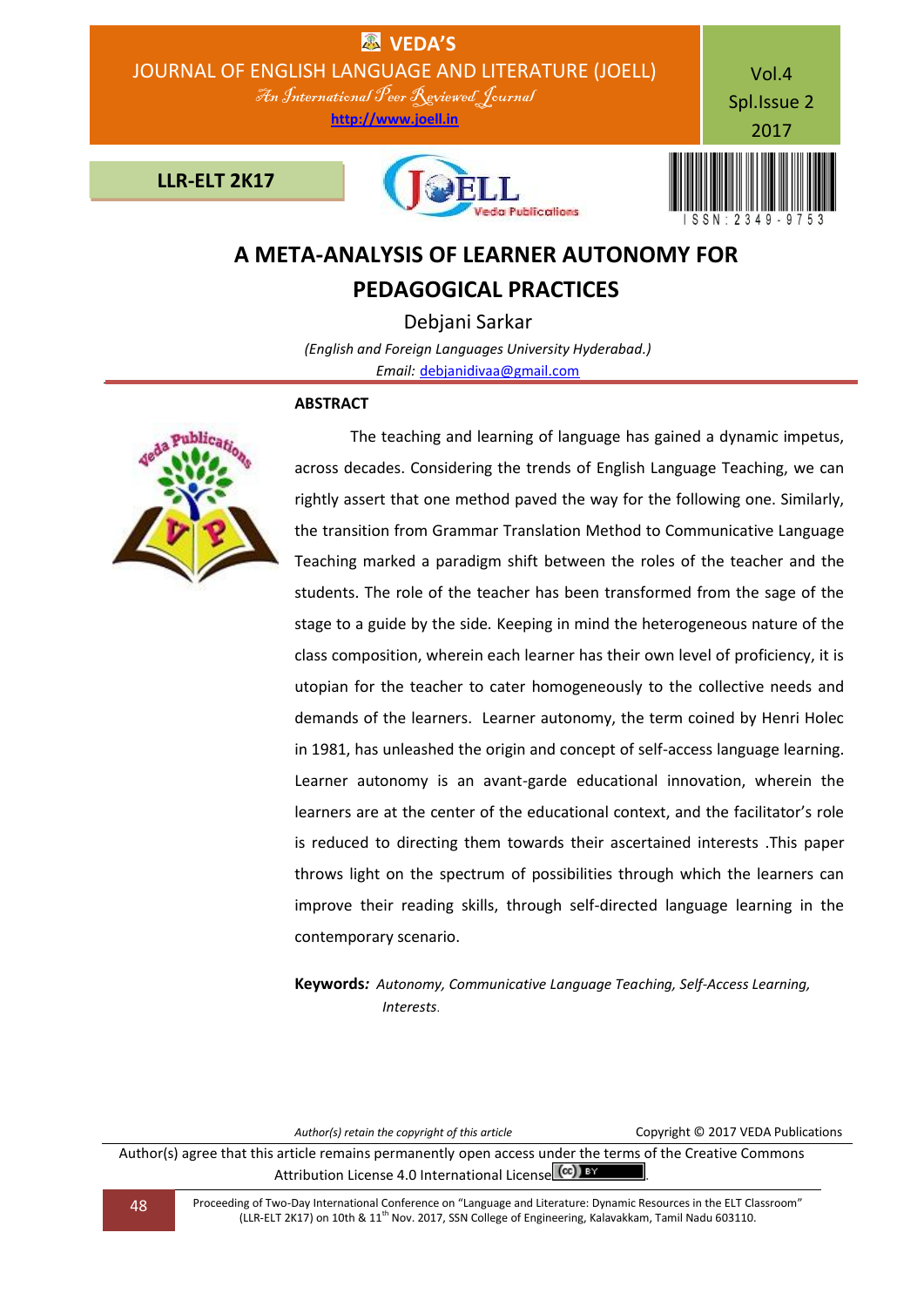# A META-ANALYSIS OF LEARNER AUTONOMY FOR PEDAGOGICAL PRACTICES

Debjani Sarkar

*(English and Foreign Languages University Hyderabad.)*

*Email:* debjanidivaa@gmail.com

## ABSTRACT

The teaching and learning of language has gained a dynamic impetus, across decades. Considering the trends of English Language Teaching, we can rightly assert that one method paved the way for the following one. Similarly, the transition from Grammar Translation Method to Communicative Language Teaching marked a paradigm shift between the roles of the teacher and the students. The role of the teacher has been transformed from the sage of the stage to a guide by the side. Keeping in mind the heterogeneous nature of the class composition, wherein each learner has their own level of proficiency, it is utopian for the teacher to cater homogeneously to the collective needs and demands of the learners. Learner autonomy, the term coined by Henri Holec in 1981, has unleashed the origin and concept of self-access language learning. Learner autonomy is an avant-garde educational innovation, wherein the learners are at the center of the educational context, and the facilitator's role is reduced to directing them towards their ascertained interests .This paper throws light on the spectrum of possibilities through which the learners can improve their reading skills, through self-directed language learning in the contemporary scenario.

**Keywords***:* *Autonomy, Communicative Language Teaching, Self-Access Learning, Interests.*

*Author(s) retain the copyright of this article* Copyright © 2017 VEDA Publications

Author(s) agree that this article remains permanently open access under the terms of the Creative Commons Attribution License 4.0 International License.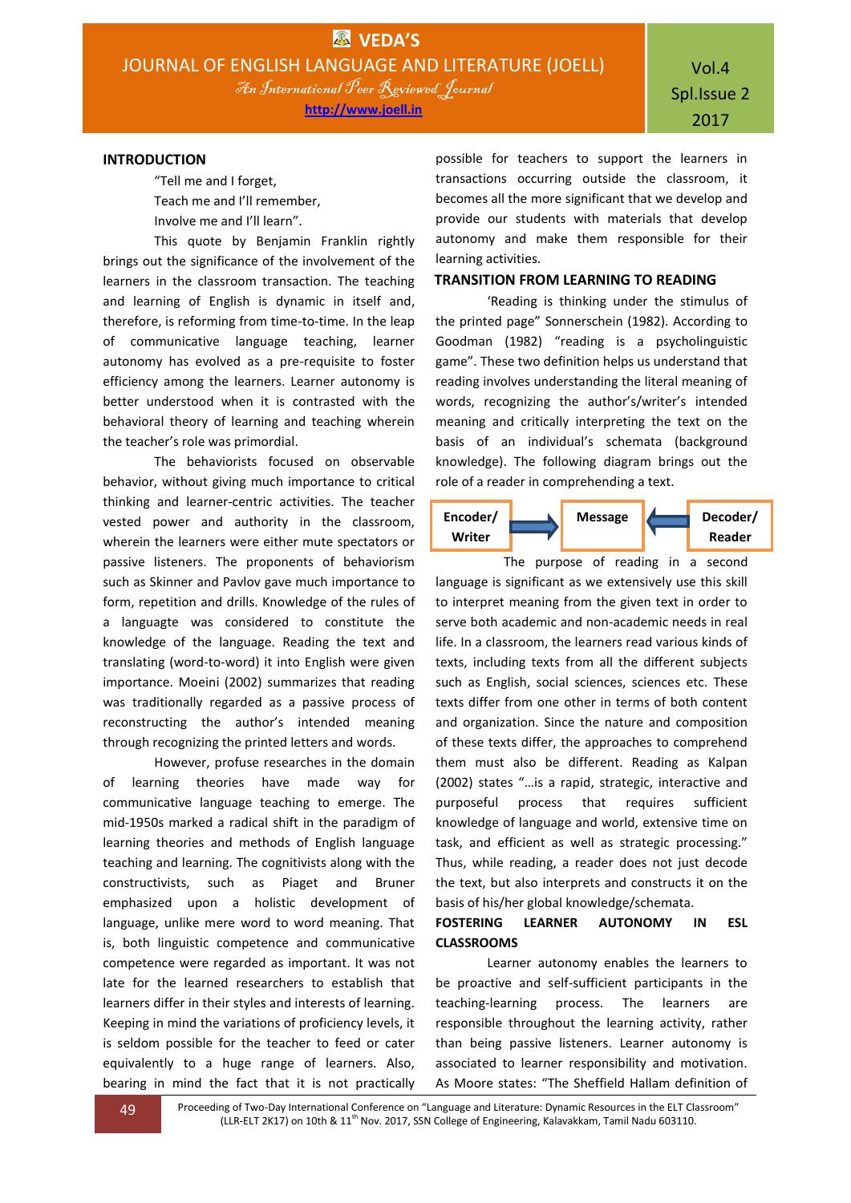## INTRODUCTION

"Tell me and I forget,
Teach me and I'll remember,
Involve me and I'll learn".

This quote by Benjamin Franklin rightly brings out the significance of the involvement of the learners in the classroom transaction. The teaching and learning of English is dynamic in itself and, therefore, is reforming from time-to-time. In the leap of communicative language teaching, learner autonomy has evolved as a pre-requisite to foster efficiency among the learners. Learner autonomy is better understood when it is contrasted with the behavioral theory of learning and teaching wherein the teacher's role was primordial.

The behaviorists focused on observable behavior, without giving much importance to critical thinking and learner-centric activities. The teacher vested power and authority in the classroom, wherein the learners were either mute spectators or passive listeners. The proponents of behaviorism such as Skinner and Pavlov gave much importance to form, repetition and drills. Knowledge of the rules of a languagte was considered to constitute the knowledge of the language. Reading the text and translating (word-to-word) it into English were given importance. Moeini (2002) summarizes that reading was traditionally regarded as a passive process of reconstructing the author's intended meaning through recognizing the printed letters and words.

However, profuse researches in the domain of learning theories have made way for communicative language teaching to emerge. The mid-1950s marked a radical shift in the paradigm of learning theories and methods of English language teaching and learning. The cognitivists along with the constructivists, such as Piaget and Bruner emphasized upon a holistic development of language, unlike mere word to word meaning. That is, both linguistic competence and communicative competence were regarded as important. It was not late for the learned researchers to establish that learners differ in their styles and interests of learning. Keeping in mind the variations of proficiency levels, it is seldom possible for the teacher to feed or cater equivalently to a huge range of learners. Also, bearing in mind the fact that it is not practically possible for teachers to support the learners in transactions occurring outside the classroom, it becomes all the more significant that we develop and provide our students with materials that develop autonomy and make them responsible for their learning activities.

## TRANSITION FROM LEARNING TO READING

'Reading is thinking under the stimulus of the printed page" Sonnerschein (1982). According to Goodman (1982) "reading is a psycholinguistic game". These two definition helps us understand that reading involves understanding the literal meaning of words, recognizing the author's/writer's intended meaning and critically interpreting the text on the basis of an individual's schemata (background knowledge). The following diagram brings out the role of a reader in comprehending a text.

**Encoder/ Writer** → **Message** ← **Decoder/ Reader**

The purpose of reading in a second language is significant as we extensively use this skill to interpret meaning from the given text in order to serve both academic and non-academic needs in real life. In a classroom, the learners read various kinds of texts, including texts from all the different subjects such as English, social sciences, sciences etc. These texts differ from one other in terms of both content and organization. Since the nature and composition of these texts differ, the approaches to comprehend them must also be different. Reading as Kalpan (2002) states "…is a rapid, strategic, interactive and purposeful process that requires sufficient knowledge of language and world, extensive time on task, and efficient as well as strategic processing." Thus, while reading, a reader does not just decode the text, but also interprets and constructs it on the basis of his/her global knowledge/schemata.

## FOSTERING LEARNER AUTONOMY IN ESL CLASSROOMS

Learner autonomy enables the learners to be proactive and self-sufficient participants in the teaching-learning process. The learners are responsible throughout the learning activity, rather than being passive listeners. Learner autonomy is associated to learner responsibility and motivation. As Moore states: "The Sheffield Hallam definition of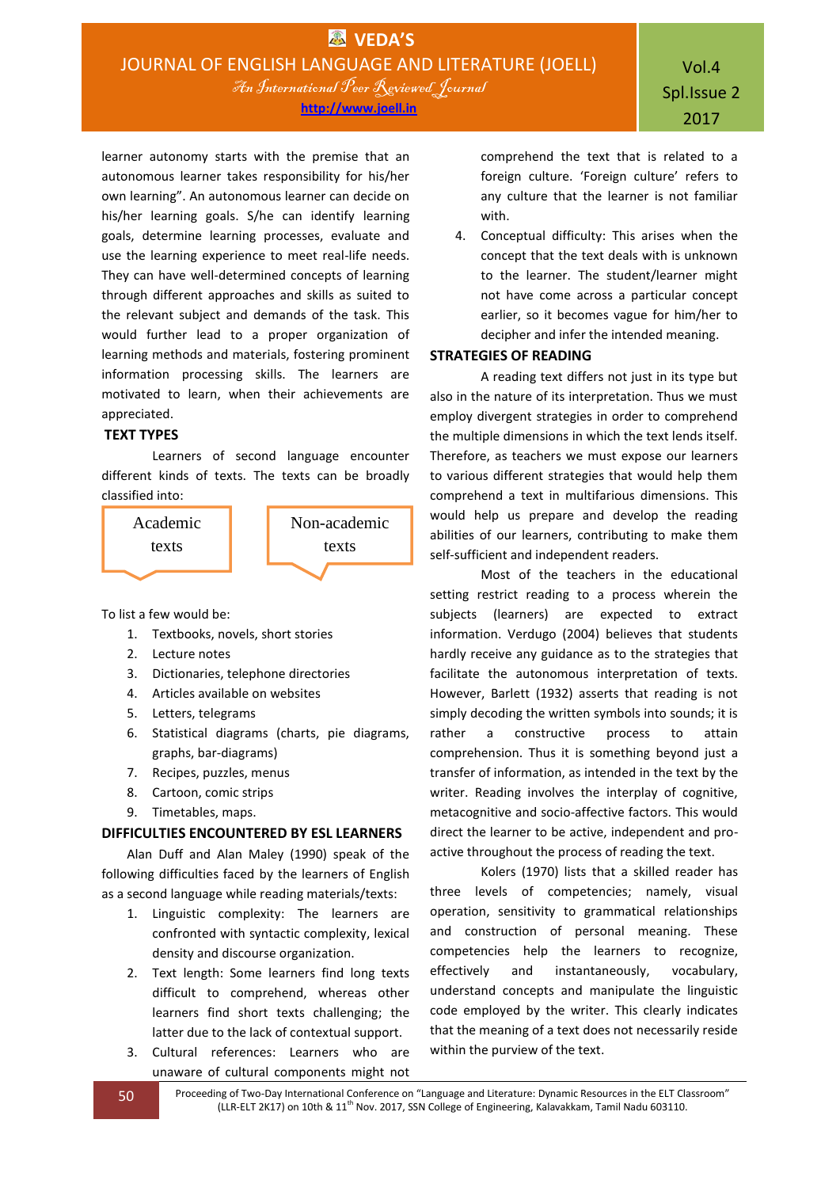learner autonomy starts with the premise that an autonomous learner takes responsibility for his/her own learning". An autonomous learner can decide on his/her learning goals. S/he can identify learning goals, determine learning processes, evaluate and use the learning experience to meet real-life needs. They can have well-determined concepts of learning through different approaches and skills as suited to the relevant subject and demands of the task. This would further lead to a proper organization of learning methods and materials, fostering prominent information processing skills. The learners are motivated to learn, when their achievements are appreciated.

## TEXT TYPES

Learners of second language encounter different kinds of texts. The texts can be broadly classified into:

- Academic texts
- Non-academic texts

To list a few would be:

1. Textbooks, novels, short stories
2. Lecture notes
3. Dictionaries, telephone directories
4. Articles available on websites
5. Letters, telegrams
6. Statistical diagrams (charts, pie diagrams, graphs, bar-diagrams)
7. Recipes, puzzles, menus
8. Cartoon, comic strips
9. Timetables, maps.

## DIFFICULTIES ENCOUNTERED BY ESL LEARNERS

Alan Duff and Alan Maley (1990) speak of the following difficulties faced by the learners of English as a second language while reading materials/texts:

1. Linguistic complexity: The learners are confronted with syntactic complexity, lexical density and discourse organization.
2. Text length: Some learners find long texts difficult to comprehend, whereas other learners find short texts challenging; the latter due to the lack of contextual support.
3. Cultural references: Learners who are unaware of cultural components might not comprehend the text that is related to a foreign culture. 'Foreign culture' refers to any culture that the learner is not familiar with.
4. Conceptual difficulty: This arises when the concept that the text deals with is unknown to the learner. The student/learner might not have come across a particular concept earlier, so it becomes vague for him/her to decipher and infer the intended meaning.

## STRATEGIES OF READING

A reading text differs not just in its type but also in the nature of its interpretation. Thus we must employ divergent strategies in order to comprehend the multiple dimensions in which the text lends itself. Therefore, as teachers we must expose our learners to various different strategies that would help them comprehend a text in multifarious dimensions. This would help us prepare and develop the reading abilities of our learners, contributing to make them self-sufficient and independent readers.

Most of the teachers in the educational setting restrict reading to a process wherein the subjects (learners) are expected to extract information. Verdugo (2004) believes that students hardly receive any guidance as to the strategies that facilitate the autonomous interpretation of texts. However, Barlett (1932) asserts that reading is not simply decoding the written symbols into sounds; it is rather a constructive process to attain comprehension. Thus it is something beyond just a transfer of information, as intended in the text by the writer. Reading involves the interplay of cognitive, metacognitive and socio-affective factors. This would direct the learner to be active, independent and pro-active throughout the process of reading the text.

Kolers (1970) lists that a skilled reader has three levels of competencies; namely, visual operation, sensitivity to grammatical relationships and construction of personal meaning. These competencies help the learners to recognize, effectively and instantaneously, vocabulary, understand concepts and manipulate the linguistic code employed by the writer. This clearly indicates that the meaning of a text does not necessarily reside within the purview of the text.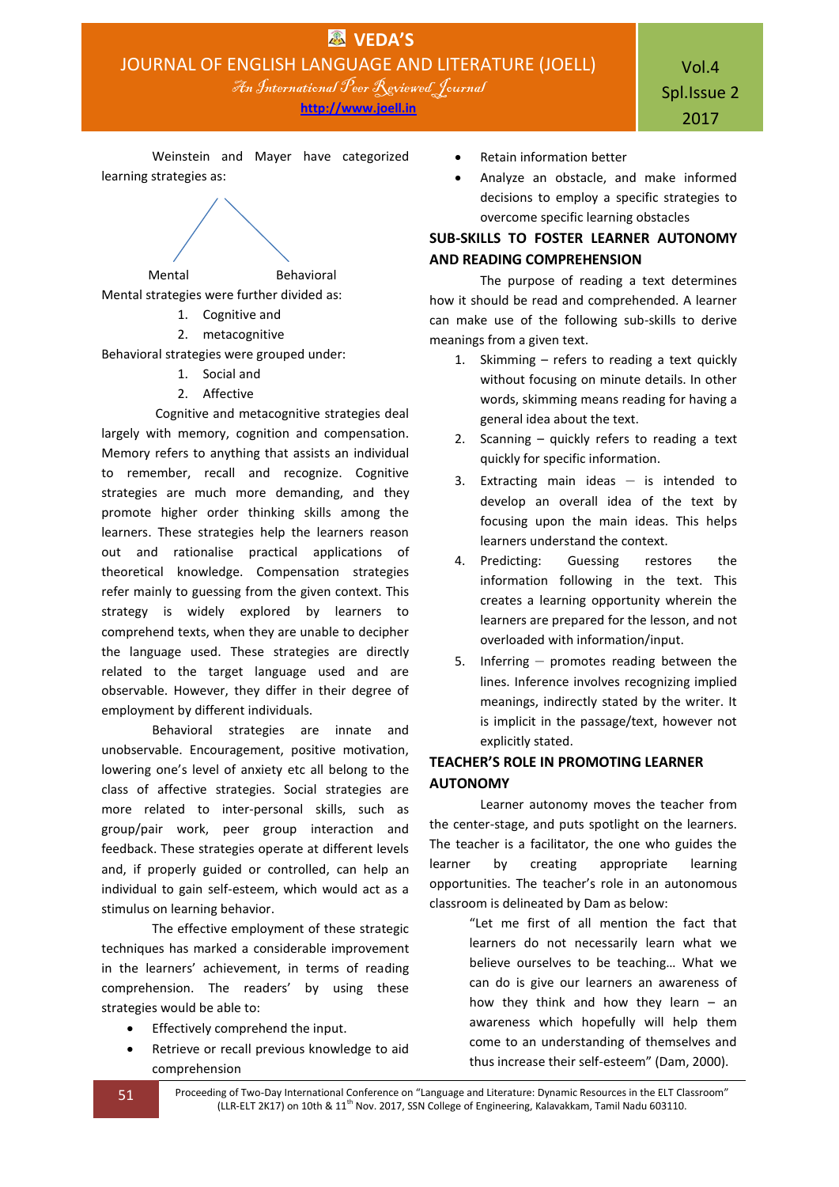Weinstein and Mayer have categorized learning strategies as:

Mental                    Behavioral

Mental strategies were further divided as:

1. Cognitive and
2. metacognitive

Behavioral strategies were grouped under:

1. Social and
2. Affective

Cognitive and metacognitive strategies deal largely with memory, cognition and compensation. Memory refers to anything that assists an individual to remember, recall and recognize. Cognitive strategies are much more demanding, and they promote higher order thinking skills among the learners. These strategies help the learners reason out and rationalise practical applications of theoretical knowledge. Compensation strategies refer mainly to guessing from the given context. This strategy is widely explored by learners to comprehend texts, when they are unable to decipher the language used. These strategies are directly related to the target language used and are observable. However, they differ in their degree of employment by different individuals.

Behavioral strategies are innate and unobservable. Encouragement, positive motivation, lowering one's level of anxiety etc all belong to the class of affective strategies. Social strategies are more related to inter-personal skills, such as group/pair work, peer group interaction and feedback. These strategies operate at different levels and, if properly guided or controlled, can help an individual to gain self-esteem, which would act as a stimulus on learning behavior.

The effective employment of these strategic techniques has marked a considerable improvement in the learners' achievement, in terms of reading comprehension. The readers' by using these strategies would be able to:

- Effectively comprehend the input.
- Retrieve or recall previous knowledge to aid comprehension
- Retain information better
- Analyze an obstacle, and make informed decisions to employ a specific strategies to overcome specific learning obstacles

## SUB-SKILLS TO FOSTER LEARNER AUTONOMY AND READING COMPREHENSION

The purpose of reading a text determines how it should be read and comprehended. A learner can make use of the following sub-skills to derive meanings from a given text.

1. Skimming – refers to reading a text quickly without focusing on minute details. In other words, skimming means reading for having a general idea about the text.
2. Scanning – quickly refers to reading a text quickly for specific information.
3. Extracting main ideas — is intended to develop an overall idea of the text by focusing upon the main ideas. This helps learners understand the context.
4. Predicting: Guessing restores the information following in the text. This creates a learning opportunity wherein the learners are prepared for the lesson, and not overloaded with information/input.
5. Inferring — promotes reading between the lines. Inference involves recognizing implied meanings, indirectly stated by the writer. It is implicit in the passage/text, however not explicitly stated.

## TEACHER'S ROLE IN PROMOTING LEARNER AUTONOMY

Learner autonomy moves the teacher from the center-stage, and puts spotlight on the learners. The teacher is a facilitator, the one who guides the learner by creating appropriate learning opportunities. The teacher's role in an autonomous classroom is delineated by Dam as below:

> "Let me first of all mention the fact that learners do not necessarily learn what we believe ourselves to be teaching… What we can do is give our learners an awareness of how they think and how they learn – an awareness which hopefully will help them come to an understanding of themselves and thus increase their self-esteem" (Dam, 2000).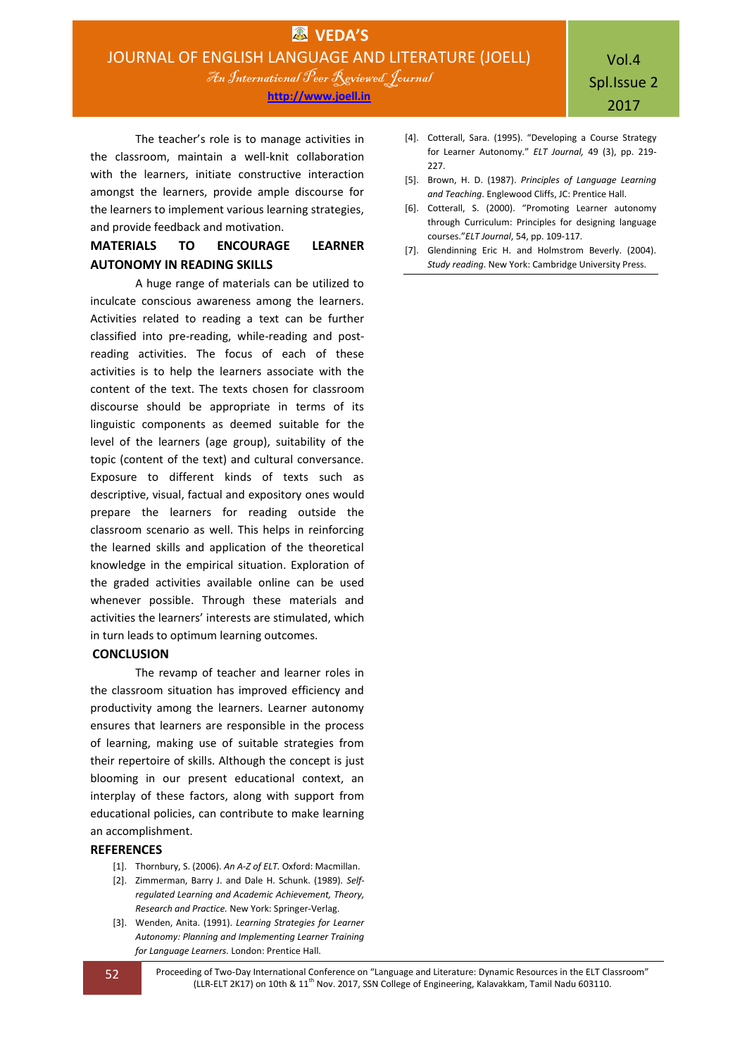The teacher's role is to manage activities in the classroom, maintain a well-knit collaboration with the learners, initiate constructive interaction amongst the learners, provide ample discourse for the learners to implement various learning strategies, and provide feedback and motivation.

## MATERIALS TO ENCOURAGE LEARNER AUTONOMY IN READING SKILLS

A huge range of materials can be utilized to inculcate conscious awareness among the learners. Activities related to reading a text can be further classified into pre-reading, while-reading and post-reading activities. The focus of each of these activities is to help the learners associate with the content of the text. The texts chosen for classroom discourse should be appropriate in terms of its linguistic components as deemed suitable for the level of the learners (age group), suitability of the topic (content of the text) and cultural conversance. Exposure to different kinds of texts such as descriptive, visual, factual and expository ones would prepare the learners for reading outside the classroom scenario as well. This helps in reinforcing the learned skills and application of the theoretical knowledge in the empirical situation. Exploration of the graded activities available online can be used whenever possible. Through these materials and activities the learners' interests are stimulated, which in turn leads to optimum learning outcomes.

## CONCLUSION

The revamp of teacher and learner roles in the classroom situation has improved efficiency and productivity among the learners. Learner autonomy ensures that learners are responsible in the process of learning, making use of suitable strategies from their repertoire of skills. Although the concept is just blooming in our present educational context, an interplay of these factors, along with support from educational policies, can contribute to make learning an accomplishment.

## REFERENCES

[1]. Thornbury, S. (2006). *An A-Z of ELT.* Oxford: Macmillan.

[2]. Zimmerman, Barry J. and Dale H. Schunk. (1989). *Self-regulated Learning and Academic Achievement, Theory, Research and Practice.* New York: Springer-Verlag.

[3]. Wenden, Anita. (1991). *Learning Strategies for Learner Autonomy: Planning and Implementing Learner Training for Language Learners.* London: Prentice Hall.

[4]. Cotterall, Sara. (1995). "Developing a Course Strategy for Learner Autonomy." *ELT Journal,* 49 (3), pp. 219-227.

[5]. Brown, H. D. (1987). *Principles of Language Learning and Teaching*. Englewood Cliffs, JC: Prentice Hall.

[6]. Cotterall, S. (2000). "Promoting Learner autonomy through Curriculum: Principles for designing language courses."*ELT Journal*, 54, pp. 109-117.

[7]. Glendinning Eric H. and Holmstrom Beverly. (2004). *Study reading*. New York: Cambridge University Press.